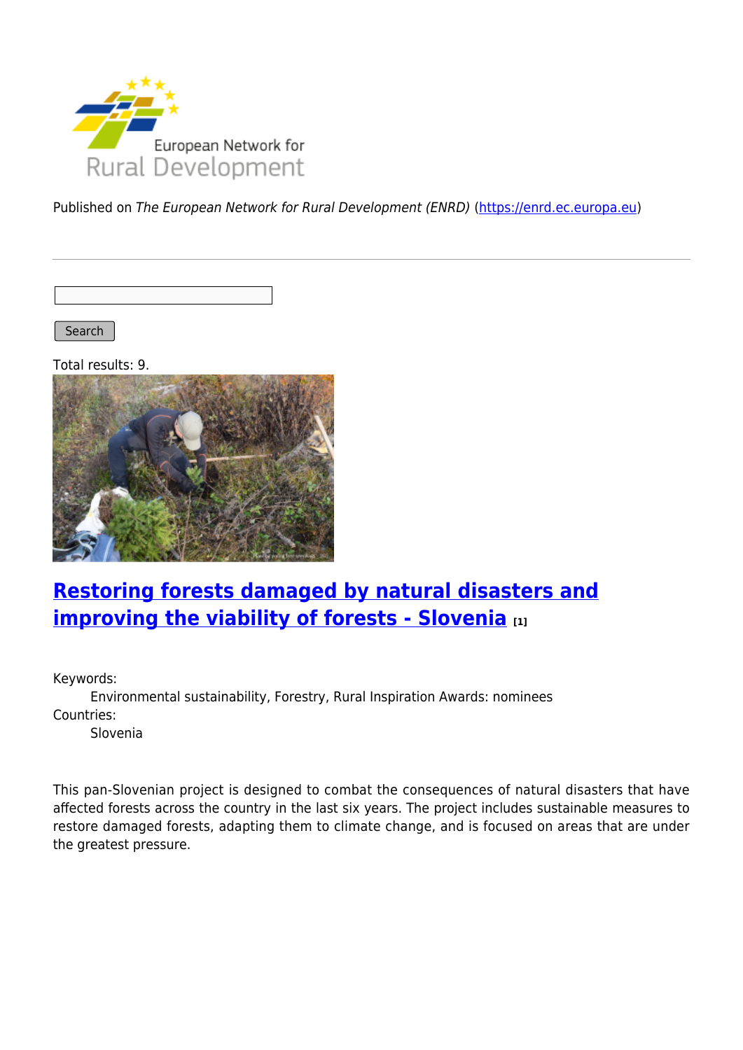Published on *The European Network for Rural Development (ENRD)* (https://enrd.ec.europa.eu)

Search

Total results: 9.

## Restoring forests damaged by natural disasters and improving the viability of forests - Slovenia [1]

Keywords:
Environmental sustainability, Forestry, Rural Inspiration Awards: nominees

Countries:
Slovenia

This pan-Slovenian project is designed to combat the consequences of natural disasters that have affected forests across the country in the last six years. The project includes sustainable measures to restore damaged forests, adapting them to climate change, and is focused on areas that are under the greatest pressure.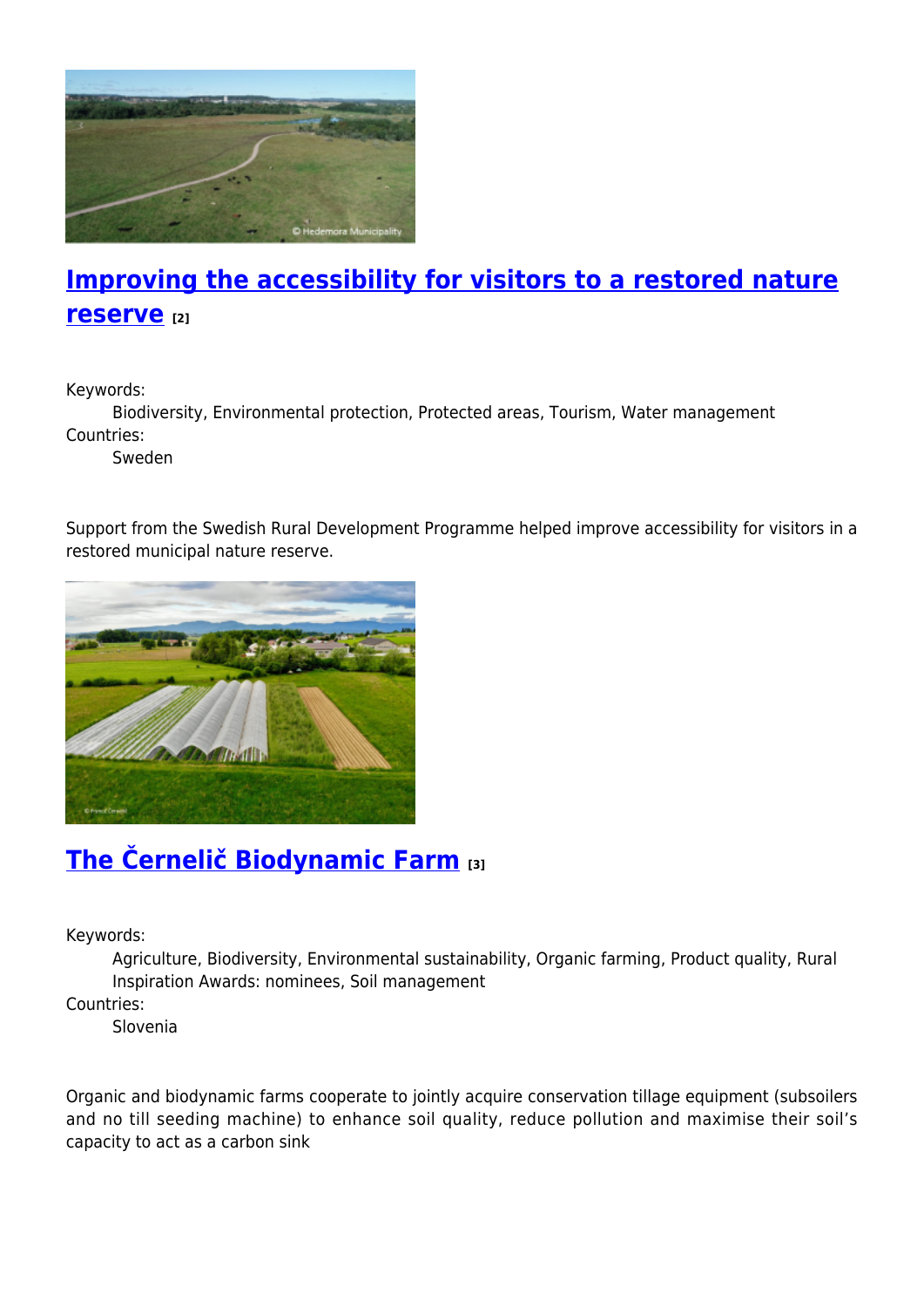## [Improving the accessibility for visitors to a restored nature reserve](#) [2]

Keywords:
: Biodiversity, Environmental protection, Protected areas, Tourism, Water management

Countries:
: Sweden

Support from the Swedish Rural Development Programme helped improve accessibility for visitors in a restored municipal nature reserve.

## [The Černelič Biodynamic Farm](#) [3]

Keywords:
: Agriculture, Biodiversity, Environmental sustainability, Organic farming, Product quality, Rural Inspiration Awards: nominees, Soil management

Countries:
: Slovenia

Organic and biodynamic farms cooperate to jointly acquire conservation tillage equipment (subsoilers and no till seeding machine) to enhance soil quality, reduce pollution and maximise their soil's capacity to act as a carbon sink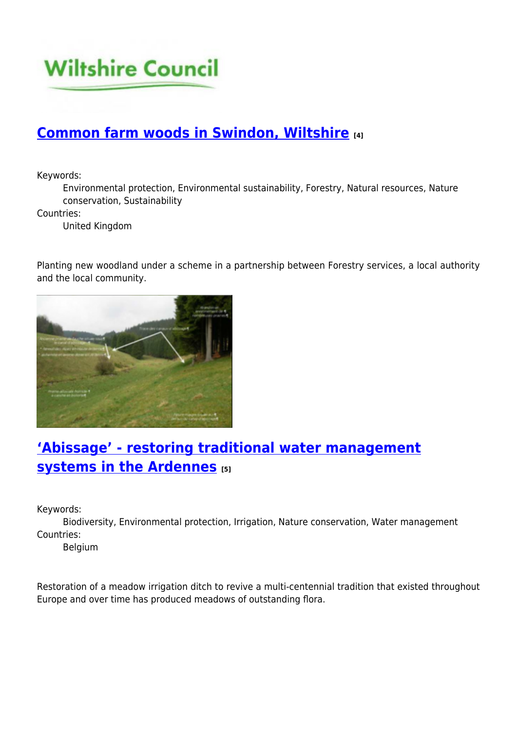## Common farm woods in Swindon, Wiltshire [4]

Keywords:
: Environmental protection, Environmental sustainability, Forestry, Natural resources, Nature conservation, Sustainability

Countries:
: United Kingdom

Planting new woodland under a scheme in a partnership between Forestry services, a local authority and the local community.

## 'Abissage' - restoring traditional water management systems in the Ardennes [5]

Keywords:
: Biodiversity, Environmental protection, Irrigation, Nature conservation, Water management

Countries:
: Belgium

Restoration of a meadow irrigation ditch to revive a multi-centennial tradition that existed throughout Europe and over time has produced meadows of outstanding flora.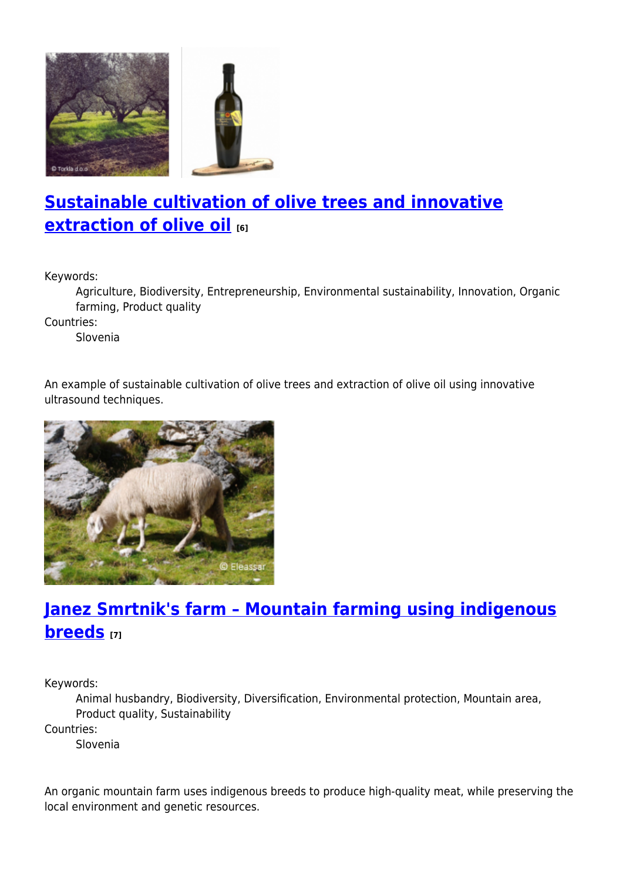## [Sustainable cultivation of olive trees and innovative extraction of olive oil](#) [6]

Keywords:

Agriculture, Biodiversity, Entrepreneurship, Environmental sustainability, Innovation, Organic farming, Product quality

Countries:

Slovenia

An example of sustainable cultivation of olive trees and extraction of olive oil using innovative ultrasound techniques.

## [Janez Smrtnik's farm – Mountain farming using indigenous breeds](#) [7]

Keywords:

Animal husbandry, Biodiversity, Diversification, Environmental protection, Mountain area, Product quality, Sustainability

Countries:

Slovenia

An organic mountain farm uses indigenous breeds to produce high-quality meat, while preserving the local environment and genetic resources.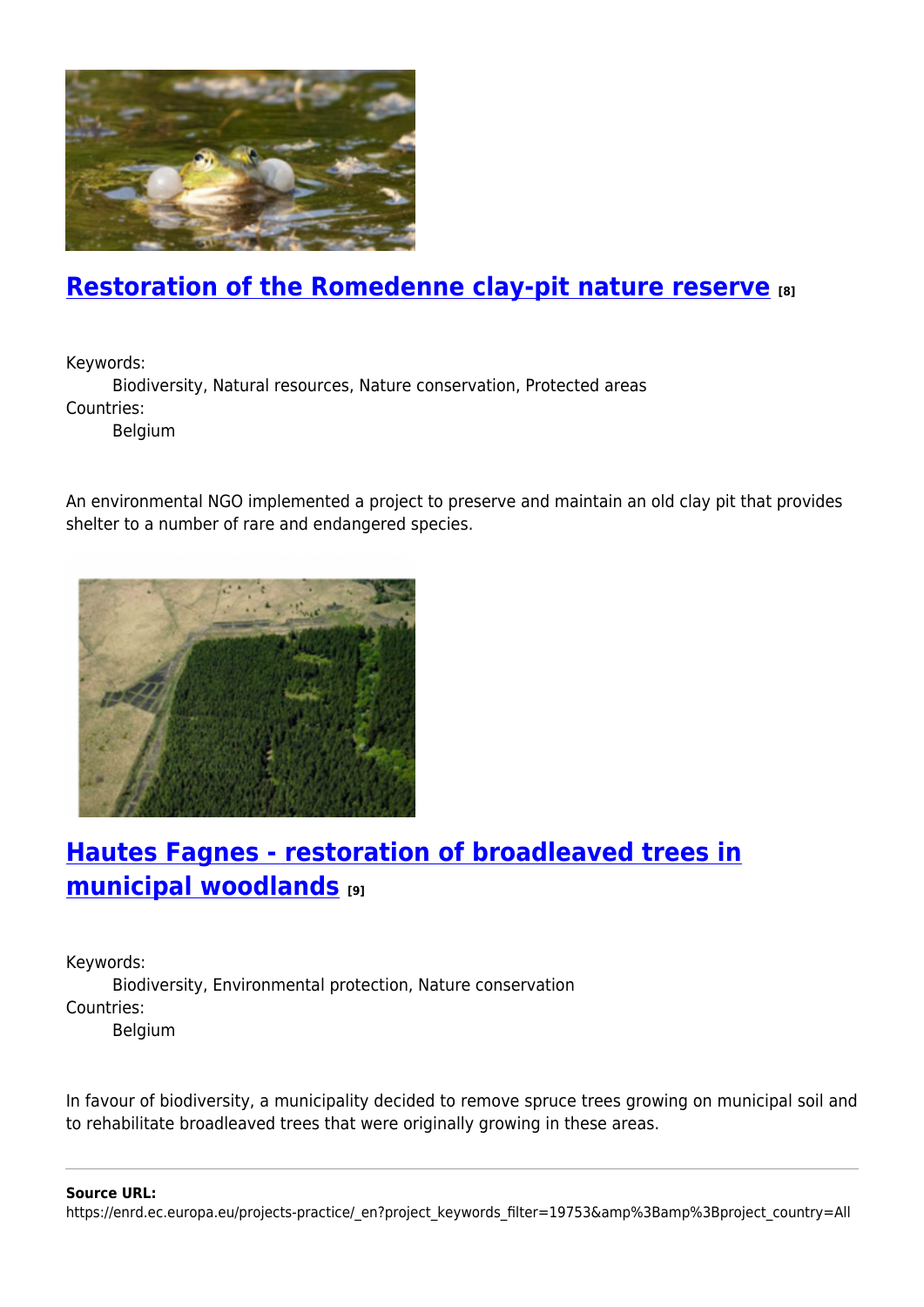## Restoration of the Romedenne clay-pit nature reserve [8]

Keywords:
    Biodiversity, Natural resources, Nature conservation, Protected areas
Countries:
    Belgium

An environmental NGO implemented a project to preserve and maintain an old clay pit that provides shelter to a number of rare and endangered species.

## Hautes Fagnes - restoration of broadleaved trees in municipal woodlands [9]

Keywords:
    Biodiversity, Environmental protection, Nature conservation
Countries:
    Belgium

In favour of biodiversity, a municipality decided to remove spruce trees growing on municipal soil and to rehabilitate broadleaved trees that were originally growing in these areas.

---

**Source URL:** https://enrd.ec.europa.eu/projects-practice/_en?project_keywords_filter=19753&amp%3Bamp%3Bproject_country=All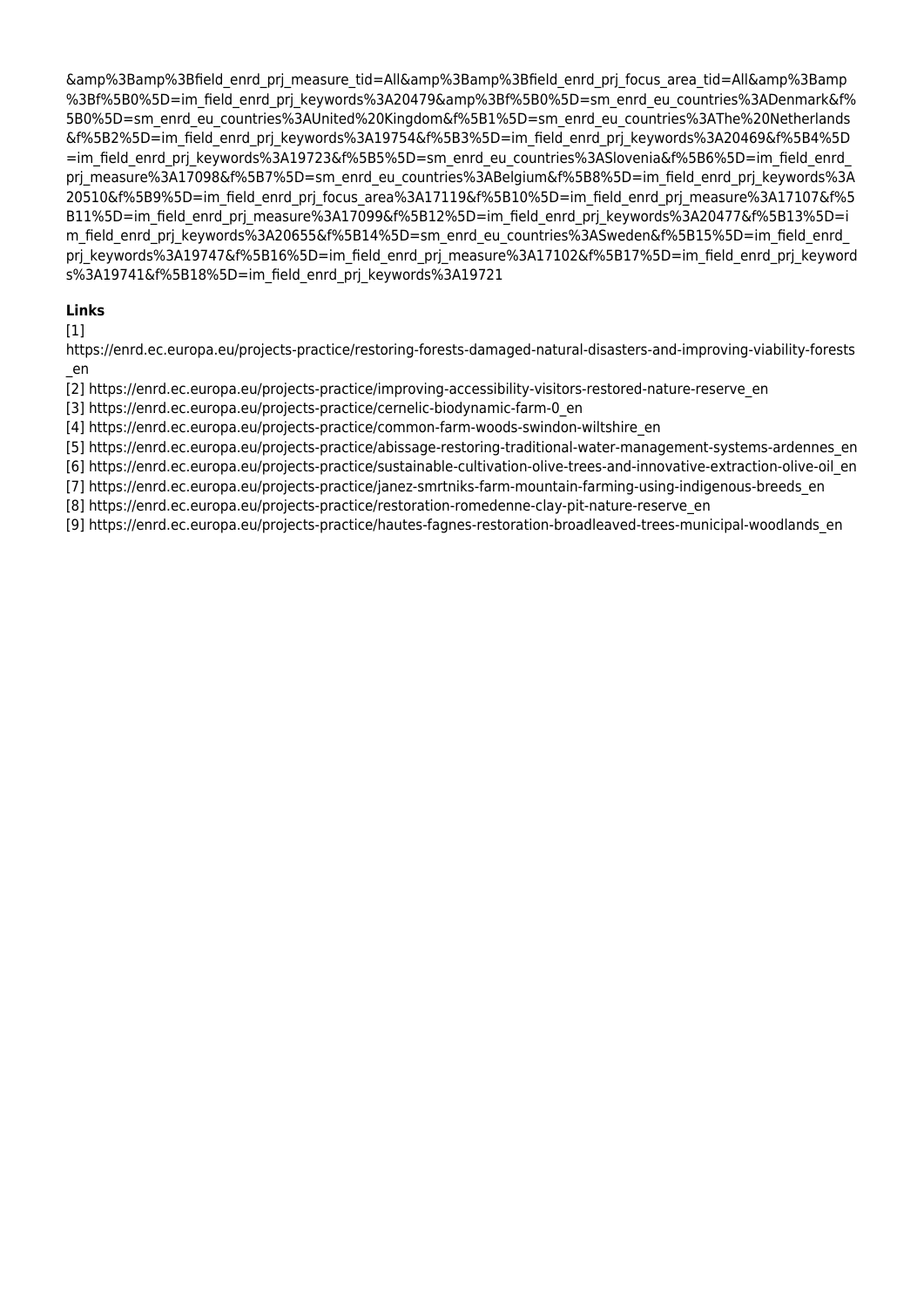&amp%3Bamp%3Bfield_enrd_prj_measure_tid=All&amp%3Bamp%3Bfield_enrd_prj_focus_area_tid=All&amp%3Bamp%3Bf%5B0%5D=im_field_enrd_prj_keywords%3A20479&amp%3Bf%5B0%5D=sm_enrd_eu_countries%3ADenmark&f%5B0%5D=sm_enrd_eu_countries%3AUnited%20Kingdom&f%5B1%5D=sm_enrd_eu_countries%3AThe%20Netherlands&f%5B2%5D=im_field_enrd_prj_keywords%3A19754&f%5B3%5D=im_field_enrd_prj_keywords%3A20469&f%5B4%5D=im_field_enrd_prj_keywords%3A19723&f%5B5%5D=sm_enrd_eu_countries%3ASlovenia&f%5B6%5D=im_field_enrd_prj_measure%3A17098&f%5B7%5D=sm_enrd_eu_countries%3ABelgium&f%5B8%5D=im_field_enrd_prj_keywords%3A20510&f%5B9%5D=im_field_enrd_prj_focus_area%3A17119&f%5B10%5D=im_field_enrd_prj_measure%3A17107&f%5B11%5D=im_field_enrd_prj_measure%3A17099&f%5B12%5D=im_field_enrd_prj_keywords%3A20477&f%5B13%5D=im_field_enrd_prj_keywords%3A20655&f%5B14%5D=sm_enrd_eu_countries%3ASweden&f%5B15%5D=im_field_enrd_prj_keywords%3A19747&f%5B16%5D=im_field_enrd_prj_measure%3A17102&f%5B17%5D=im_field_enrd_prj_keywords%3A19741&f%5B18%5D=im_field_enrd_prj_keywords%3A19721

**Links**

[1] https://enrd.ec.europa.eu/projects-practice/restoring-forests-damaged-natural-disasters-and-improving-viability-forests_en
[2] https://enrd.ec.europa.eu/projects-practice/improving-accessibility-visitors-restored-nature-reserve_en
[3] https://enrd.ec.europa.eu/projects-practice/cernelic-biodynamic-farm-0_en
[4] https://enrd.ec.europa.eu/projects-practice/common-farm-woods-swindon-wiltshire_en
[5] https://enrd.ec.europa.eu/projects-practice/abissage-restoring-traditional-water-management-systems-ardennes_en
[6] https://enrd.ec.europa.eu/projects-practice/sustainable-cultivation-olive-trees-and-innovative-extraction-olive-oil_en
[7] https://enrd.ec.europa.eu/projects-practice/janez-smrtniks-farm-mountain-farming-using-indigenous-breeds_en
[8] https://enrd.ec.europa.eu/projects-practice/restoration-romedenne-clay-pit-nature-reserve_en
[9] https://enrd.ec.europa.eu/projects-practice/hautes-fagnes-restoration-broadleaved-trees-municipal-woodlands_en